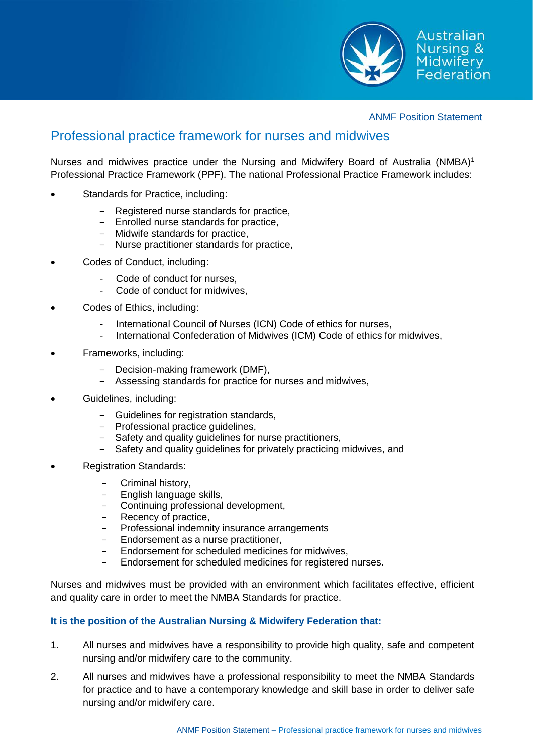ANMF Position Statement

# Professional practice framework for nurses and midwives

Nurses and midwives practice under the Nursing and Midwifery Board of Australia (NMBA)[1] Professional Practice Framework (PPF). The national Professional Practice Framework includes:

- Standards for Practice, including:
  - Registered nurse standards for practice,
  - Enrolled nurse standards for practice,
  - Midwife standards for practice,
  - Nurse practitioner standards for practice,
- Codes of Conduct, including:
  - Code of conduct for nurses,
  - Code of conduct for midwives,
- Codes of Ethics, including:
  - International Council of Nurses (ICN) Code of ethics for nurses,
  - International Confederation of Midwives (ICM) Code of ethics for midwives,
- Frameworks, including:
  - Decision-making framework (DMF),
  - Assessing standards for practice for nurses and midwives,
- Guidelines, including:
  - Guidelines for registration standards,
  - Professional practice guidelines,
  - Safety and quality guidelines for nurse practitioners,
  - Safety and quality guidelines for privately practicing midwives, and
- Registration Standards:
  - Criminal history,
  - English language skills,
  - Continuing professional development,
  - Recency of practice,
  - Professional indemnity insurance arrangements
  - Endorsement as a nurse practitioner,
  - Endorsement for scheduled medicines for midwives,
  - Endorsement for scheduled medicines for registered nurses.

Nurses and midwives must be provided with an environment which facilitates effective, efficient and quality care in order to meet the NMBA Standards for practice.

**It is the position of the Australian Nursing & Midwifery Federation that:**

1. All nurses and midwives have a responsibility to provide high quality, safe and competent nursing and/or midwifery care to the community.
2. All nurses and midwives have a professional responsibility to meet the NMBA Standards for practice and to have a contemporary knowledge and skill base in order to deliver safe nursing and/or midwifery care.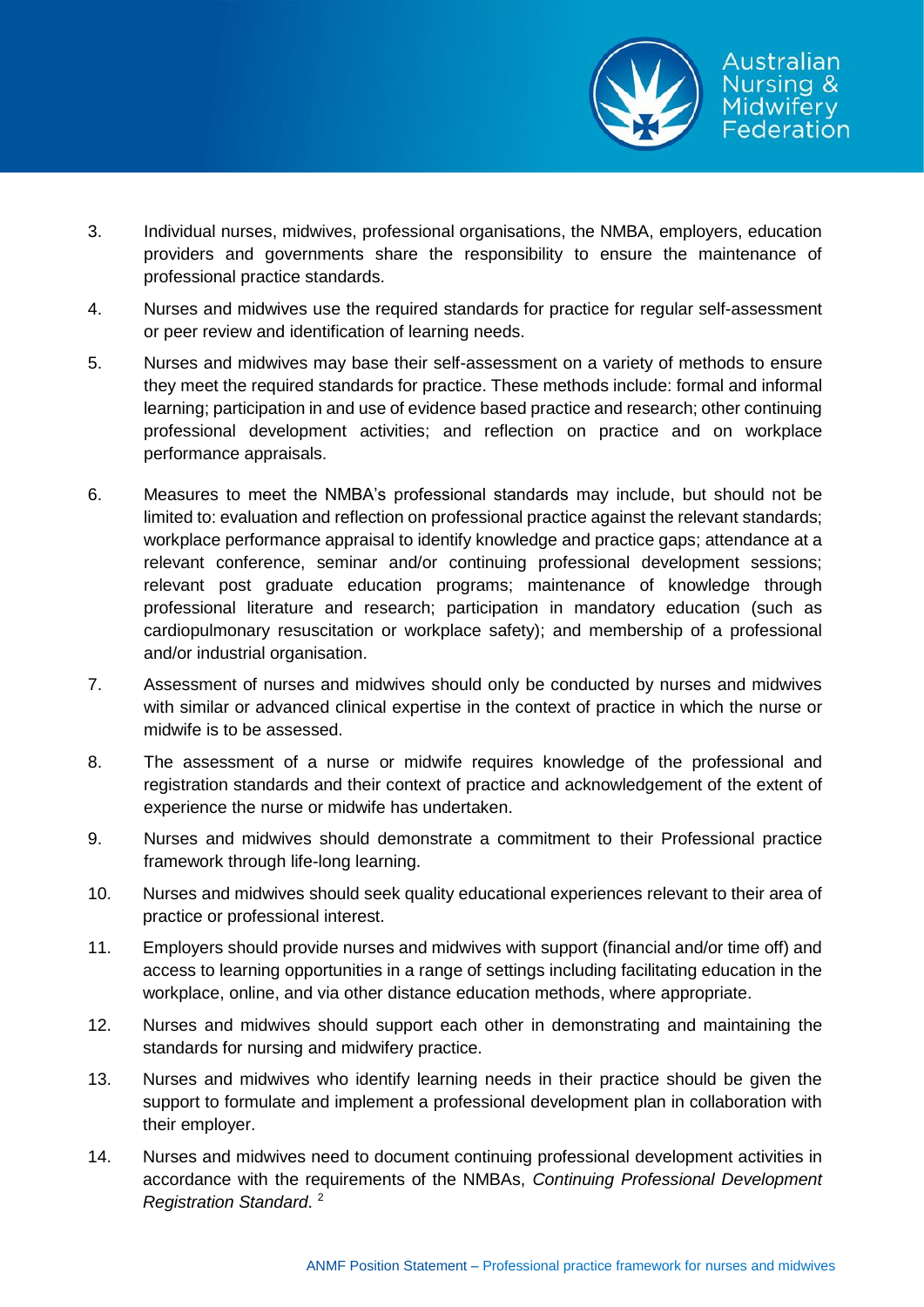3. Individual nurses, midwives, professional organisations, the NMBA, employers, education providers and governments share the responsibility to ensure the maintenance of professional practice standards.

4. Nurses and midwives use the required standards for practice for regular self-assessment or peer review and identification of learning needs.

5. Nurses and midwives may base their self-assessment on a variety of methods to ensure they meet the required standards for practice. These methods include: formal and informal learning; participation in and use of evidence based practice and research; other continuing professional development activities; and reflection on practice and on workplace performance appraisals.

6. Measures to meet the NMBA's professional standards may include, but should not be limited to: evaluation and reflection on professional practice against the relevant standards; workplace performance appraisal to identify knowledge and practice gaps; attendance at a relevant conference, seminar and/or continuing professional development sessions; relevant post graduate education programs; maintenance of knowledge through professional literature and research; participation in mandatory education (such as cardiopulmonary resuscitation or workplace safety); and membership of a professional and/or industrial organisation.

7. Assessment of nurses and midwives should only be conducted by nurses and midwives with similar or advanced clinical expertise in the context of practice in which the nurse or midwife is to be assessed.

8. The assessment of a nurse or midwife requires knowledge of the professional and registration standards and their context of practice and acknowledgement of the extent of experience the nurse or midwife has undertaken.

9. Nurses and midwives should demonstrate a commitment to their Professional practice framework through life-long learning.

10. Nurses and midwives should seek quality educational experiences relevant to their area of practice or professional interest.

11. Employers should provide nurses and midwives with support (financial and/or time off) and access to learning opportunities in a range of settings including facilitating education in the workplace, online, and via other distance education methods, where appropriate.

12. Nurses and midwives should support each other in demonstrating and maintaining the standards for nursing and midwifery practice.

13. Nurses and midwives who identify learning needs in their practice should be given the support to formulate and implement a professional development plan in collaboration with their employer.

14. Nurses and midwives need to document continuing professional development activities in accordance with the requirements of the NMBAs, *Continuing Professional Development Registration Standard*. [2]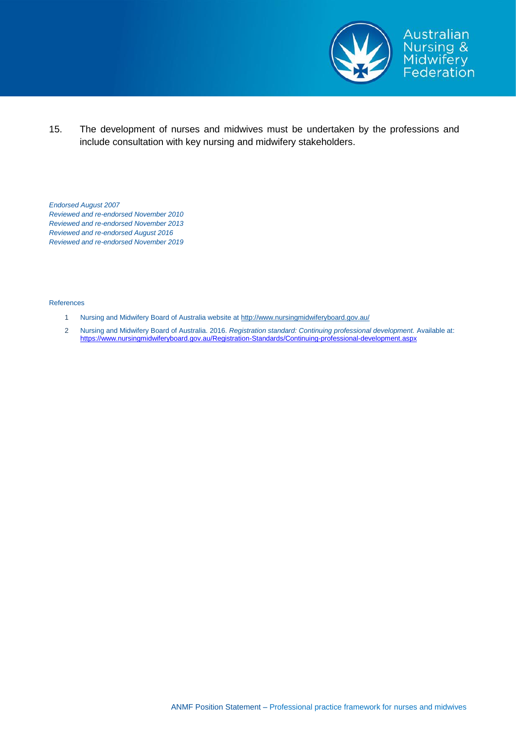15. The development of nurses and midwives must be undertaken by the professions and include consultation with key nursing and midwifery stakeholders.

*Endorsed August 2007*
*Reviewed and re-endorsed November 2010*
*Reviewed and re-endorsed November 2013*
*Reviewed and re-endorsed August 2016*
*Reviewed and re-endorsed November 2019*

References

1. Nursing and Midwifery Board of Australia website at http://www.nursingmidwiferyboard.gov.au/
2. Nursing and Midwifery Board of Australia. 2016. *Registration standard: Continuing professional development.* Available at: https://www.nursingmidwiferyboard.gov.au/Registration-Standards/Continuing-professional-development.aspx